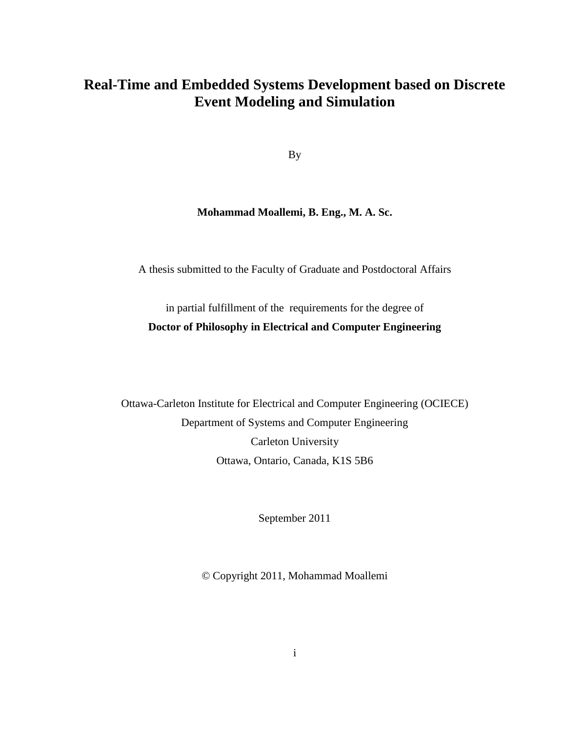# Real-Time and Embedded Systems Development based on Discrete Event Modeling and Simulation

By

**Mohammad Moallemi, B. Eng., M. A. Sc.**

A thesis submitted to the Faculty of Graduate and Postdoctoral Affairs

in partial fulfillment of the requirements for the degree of

**Doctor of Philosophy in Electrical and Computer Engineering**

Ottawa-Carleton Institute for Electrical and Computer Engineering (OCIECE)
Department of Systems and Computer Engineering
Carleton University
Ottawa, Ontario, Canada, K1S 5B6

September 2011

© Copyright 2011, Mohammad Moallemi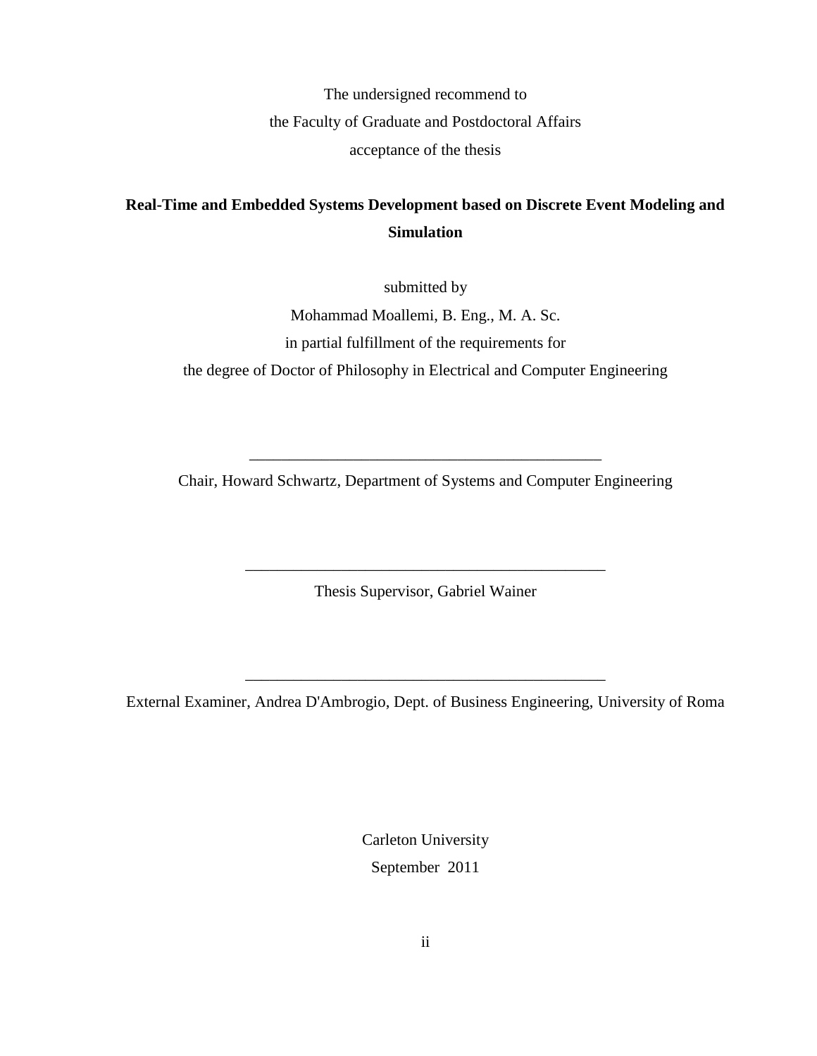The undersigned recommend to

the Faculty of Graduate and Postdoctoral Affairs

acceptance of the thesis

**Real-Time and Embedded Systems Development based on Discrete Event Modeling and Simulation**

submitted by

Mohammad Moallemi, B. Eng., M. A. Sc.

in partial fulfillment of the requirements for

the degree of Doctor of Philosophy in Electrical and Computer Engineering

\_\_\_\_\_\_\_\_\_\_\_\_\_\_\_\_\_\_\_\_\_\_\_\_\_\_\_\_\_\_\_\_\_\_\_\_\_\_\_\_\_\_\_\_

Chair, Howard Schwartz, Department of Systems and Computer Engineering

\_\_\_\_\_\_\_\_\_\_\_\_\_\_\_\_\_\_\_\_\_\_\_\_\_\_\_\_\_\_\_\_\_\_\_\_\_\_\_\_\_\_\_\_

Thesis Supervisor, Gabriel Wainer

\_\_\_\_\_\_\_\_\_\_\_\_\_\_\_\_\_\_\_\_\_\_\_\_\_\_\_\_\_\_\_\_\_\_\_\_\_\_\_\_\_\_\_\_

External Examiner, Andrea D'Ambrogio, Dept. of Business Engineering, University of Roma

Carleton University

September 2011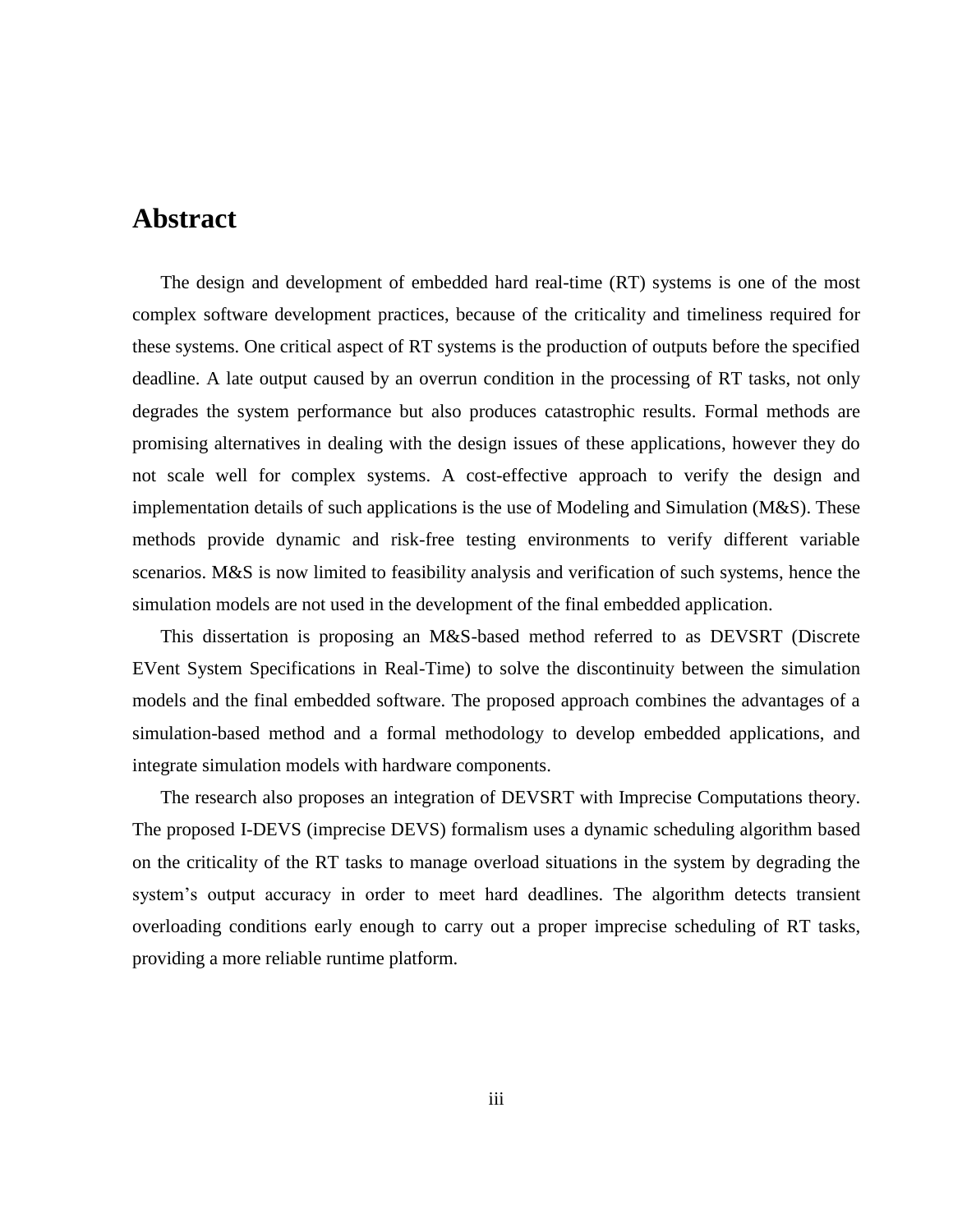# Abstract

The design and development of embedded hard real-time (RT) systems is one of the most complex software development practices, because of the criticality and timeliness required for these systems. One critical aspect of RT systems is the production of outputs before the specified deadline. A late output caused by an overrun condition in the processing of RT tasks, not only degrades the system performance but also produces catastrophic results. Formal methods are promising alternatives in dealing with the design issues of these applications, however they do not scale well for complex systems. A cost-effective approach to verify the design and implementation details of such applications is the use of Modeling and Simulation (M&S). These methods provide dynamic and risk-free testing environments to verify different variable scenarios. M&S is now limited to feasibility analysis and verification of such systems, hence the simulation models are not used in the development of the final embedded application.

This dissertation is proposing an M&S-based method referred to as DEVSRT (Discrete EVent System Specifications in Real-Time) to solve the discontinuity between the simulation models and the final embedded software. The proposed approach combines the advantages of a simulation-based method and a formal methodology to develop embedded applications, and integrate simulation models with hardware components.

The research also proposes an integration of DEVSRT with Imprecise Computations theory. The proposed I-DEVS (imprecise DEVS) formalism uses a dynamic scheduling algorithm based on the criticality of the RT tasks to manage overload situations in the system by degrading the system's output accuracy in order to meet hard deadlines. The algorithm detects transient overloading conditions early enough to carry out a proper imprecise scheduling of RT tasks, providing a more reliable runtime platform.